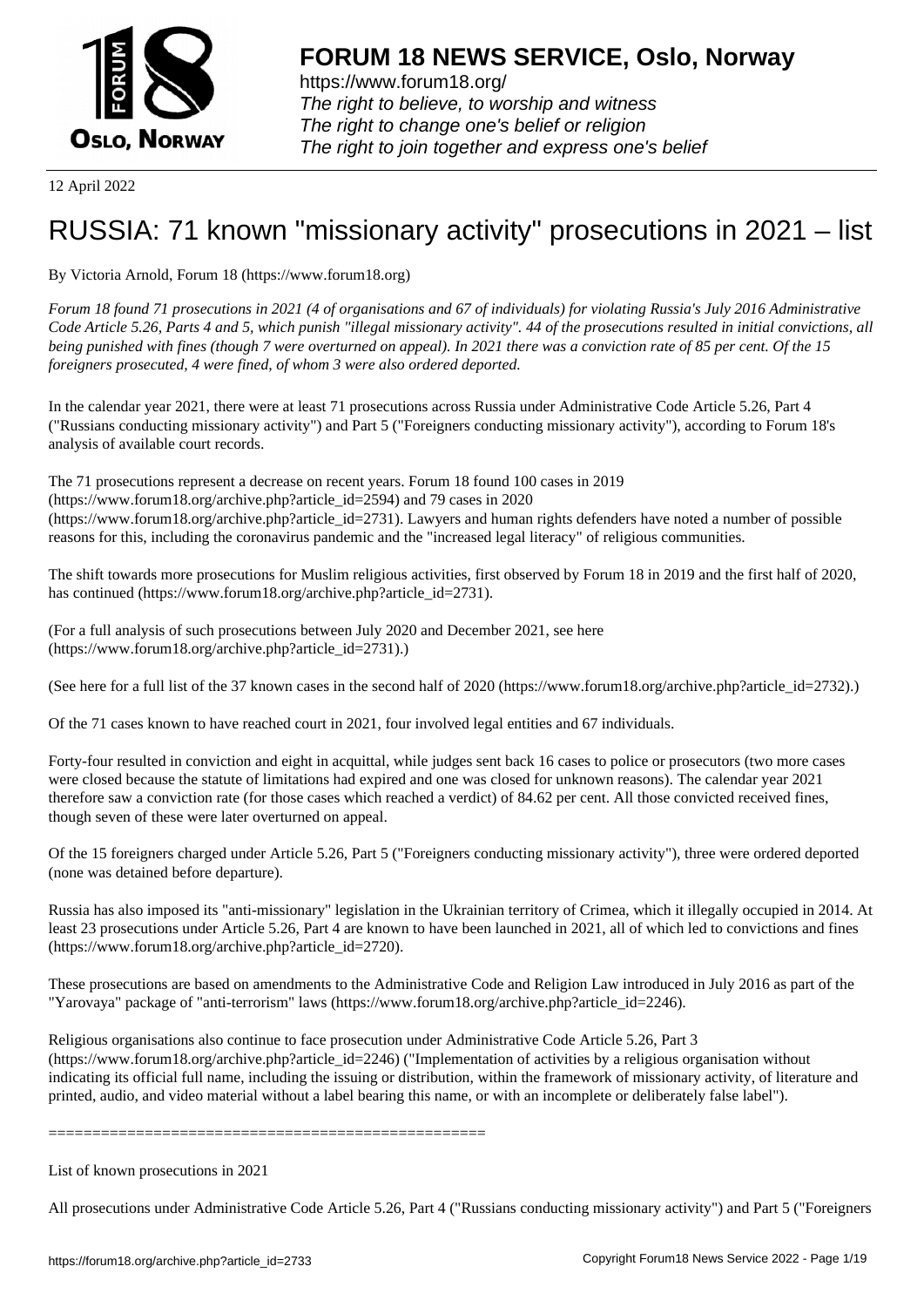# FORUM 18 NEWS SERVICE, Oslo, Norway

https://www.forum18.org/
*The right to believe, to worship and witness*
*The right to change one's belief or religion*
*The right to join together and express one's belief*

12 April 2022

# RUSSIA: 71 known "missionary activity" prosecutions in 2021 – list

By Victoria Arnold, Forum 18 (https://www.forum18.org)

*Forum 18 found 71 prosecutions in 2021 (4 of organisations and 67 of individuals) for violating Russia's July 2016 Administrative Code Article 5.26, Parts 4 and 5, which punish "illegal missionary activity". 44 of the prosecutions resulted in initial convictions, all being punished with fines (though 7 were overturned on appeal). In 2021 there was a conviction rate of 85 per cent. Of the 15 foreigners prosecuted, 4 were fined, of whom 3 were also ordered deported.*

In the calendar year 2021, there were at least 71 prosecutions across Russia under Administrative Code Article 5.26, Part 4 ("Russians conducting missionary activity") and Part 5 ("Foreigners conducting missionary activity"), according to Forum 18's analysis of available court records.

The 71 prosecutions represent a decrease on recent years. Forum 18 found 100 cases in 2019 (https://www.forum18.org/archive.php?article_id=2594) and 79 cases in 2020 (https://www.forum18.org/archive.php?article_id=2731). Lawyers and human rights defenders have noted a number of possible reasons for this, including the coronavirus pandemic and the "increased legal literacy" of religious communities.

The shift towards more prosecutions for Muslim religious activities, first observed by Forum 18 in 2019 and the first half of 2020, has continued (https://www.forum18.org/archive.php?article_id=2731).

(For a full analysis of such prosecutions between July 2020 and December 2021, see here (https://www.forum18.org/archive.php?article_id=2731).)

(See here for a full list of the 37 known cases in the second half of 2020 (https://www.forum18.org/archive.php?article_id=2732).)

Of the 71 cases known to have reached court in 2021, four involved legal entities and 67 individuals.

Forty-four resulted in conviction and eight in acquittal, while judges sent back 16 cases to police or prosecutors (two more cases were closed because the statute of limitations had expired and one was closed for unknown reasons). The calendar year 2021 therefore saw a conviction rate (for those cases which reached a verdict) of 84.62 per cent. All those convicted received fines, though seven of these were later overturned on appeal.

Of the 15 foreigners charged under Article 5.26, Part 5 ("Foreigners conducting missionary activity"), three were ordered deported (none was detained before departure).

Russia has also imposed its "anti-missionary" legislation in the Ukrainian territory of Crimea, which it illegally occupied in 2014. At least 23 prosecutions under Article 5.26, Part 4 are known to have been launched in 2021, all of which led to convictions and fines (https://www.forum18.org/archive.php?article_id=2720).

These prosecutions are based on amendments to the Administrative Code and Religion Law introduced in July 2016 as part of the "Yarovaya" package of "anti-terrorism" laws (https://www.forum18.org/archive.php?article_id=2246).

Religious organisations also continue to face prosecution under Administrative Code Article 5.26, Part 3 (https://www.forum18.org/archive.php?article_id=2246) ("Implementation of activities by a religious organisation without indicating its official full name, including the issuing or distribution, within the framework of missionary activity, of literature and printed, audio, and video material without a label bearing this name, or with an incomplete or deliberately false label").

==================================================

List of known prosecutions in 2021

All prosecutions under Administrative Code Article 5.26, Part 4 ("Russians conducting missionary activity") and Part 5 ("Foreigners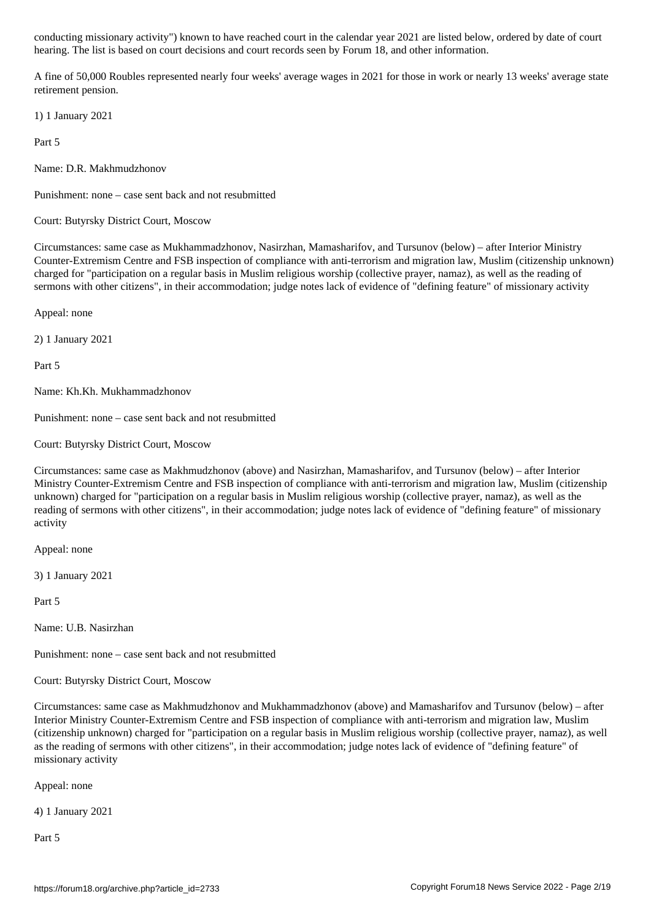conducting missionary activity") known to have reached court in the calendar year 2021 are listed below, ordered by date of court hearing. The list is based on court decisions and court records seen by Forum 18, and other information.

A fine of 50,000 Roubles represented nearly four weeks' average wages in 2021 for those in work or nearly 13 weeks' average state retirement pension.

1) 1 January 2021

Part 5

Name: D.R. Makhmudzhonov

Punishment: none – case sent back and not resubmitted

Court: Butyrsky District Court, Moscow

Circumstances: same case as Mukhammadzhonov, Nasirzhan, Mamasharifov, and Tursunov (below) – after Interior Ministry Counter-Extremism Centre and FSB inspection of compliance with anti-terrorism and migration law, Muslim (citizenship unknown) charged for "participation on a regular basis in Muslim religious worship (collective prayer, namaz), as well as the reading of sermons with other citizens", in their accommodation; judge notes lack of evidence of "defining feature" of missionary activity

Appeal: none

2) 1 January 2021

Part 5

Name: Kh.Kh. Mukhammadzhonov

Punishment: none – case sent back and not resubmitted

Court: Butyrsky District Court, Moscow

Circumstances: same case as Makhmudzhonov (above) and Nasirzhan, Mamasharifov, and Tursunov (below) – after Interior Ministry Counter-Extremism Centre and FSB inspection of compliance with anti-terrorism and migration law, Muslim (citizenship unknown) charged for "participation on a regular basis in Muslim religious worship (collective prayer, namaz), as well as the reading of sermons with other citizens", in their accommodation; judge notes lack of evidence of "defining feature" of missionary activity

Appeal: none

3) 1 January 2021

Part 5

Name: U.B. Nasirzhan

Punishment: none – case sent back and not resubmitted

Court: Butyrsky District Court, Moscow

Circumstances: same case as Makhmudzhonov and Mukhammadzhonov (above) and Mamasharifov and Tursunov (below) – after Interior Ministry Counter-Extremism Centre and FSB inspection of compliance with anti-terrorism and migration law, Muslim (citizenship unknown) charged for "participation on a regular basis in Muslim religious worship (collective prayer, namaz), as well as the reading of sermons with other citizens", in their accommodation; judge notes lack of evidence of "defining feature" of missionary activity

Appeal: none

4) 1 January 2021

Part 5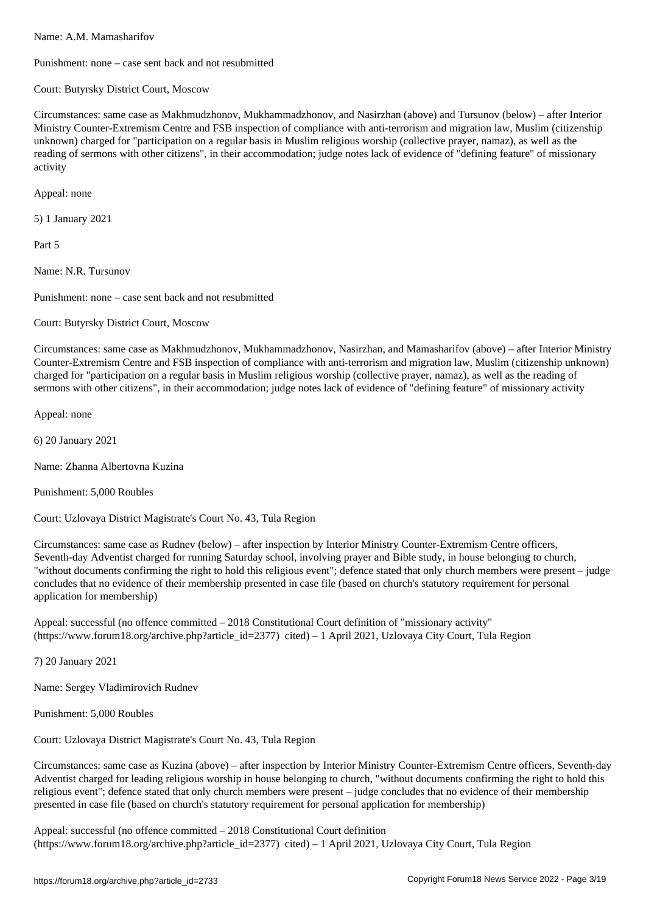Name: A.M. Mamasharifov

Punishment: none – case sent back and not resubmitted

Court: Butyrsky District Court, Moscow

Circumstances: same case as Makhmudzhonov, Mukhammadzhonov, and Nasirzhan (above) and Tursunov (below) – after Interior Ministry Counter-Extremism Centre and FSB inspection of compliance with anti-terrorism and migration law, Muslim (citizenship unknown) charged for "participation on a regular basis in Muslim religious worship (collective prayer, namaz), as well as the reading of sermons with other citizens", in their accommodation; judge notes lack of evidence of "defining feature" of missionary activity

Appeal: none

5) 1 January 2021

Part 5

Name: N.R. Tursunov

Punishment: none – case sent back and not resubmitted

Court: Butyrsky District Court, Moscow

Circumstances: same case as Makhmudzhonov, Mukhammadzhonov, Nasirzhan, and Mamasharifov (above) – after Interior Ministry Counter-Extremism Centre and FSB inspection of compliance with anti-terrorism and migration law, Muslim (citizenship unknown) charged for "participation on a regular basis in Muslim religious worship (collective prayer, namaz), as well as the reading of sermons with other citizens", in their accommodation; judge notes lack of evidence of "defining feature" of missionary activity

Appeal: none

6) 20 January 2021

Name: Zhanna Albertovna Kuzina

Punishment: 5,000 Roubles

Court: Uzlovaya District Magistrate's Court No. 43, Tula Region

Circumstances: same case as Rudnev (below) – after inspection by Interior Ministry Counter-Extremism Centre officers, Seventh-day Adventist charged for running Saturday school, involving prayer and Bible study, in house belonging to church, "without documents confirming the right to hold this religious event"; defence stated that only church members were present – judge concludes that no evidence of their membership presented in case file (based on church's statutory requirement for personal application for membership)

Appeal: successful (no offence committed – 2018 Constitutional Court definition of "missionary activity" (https://www.forum18.org/archive.php?article_id=2377) cited) – 1 April 2021, Uzlovaya City Court, Tula Region

7) 20 January 2021

Name: Sergey Vladimirovich Rudnev

Punishment: 5,000 Roubles

Court: Uzlovaya District Magistrate's Court No. 43, Tula Region

Circumstances: same case as Kuzina (above) – after inspection by Interior Ministry Counter-Extremism Centre officers, Seventh-day Adventist charged for leading religious worship in house belonging to church, "without documents confirming the right to hold this religious event"; defence stated that only church members were present – judge concludes that no evidence of their membership presented in case file (based on church's statutory requirement for personal application for membership)

Appeal: successful (no offence committed – 2018 Constitutional Court definition (https://www.forum18.org/archive.php?article_id=2377) cited) – 1 April 2021, Uzlovaya City Court, Tula Region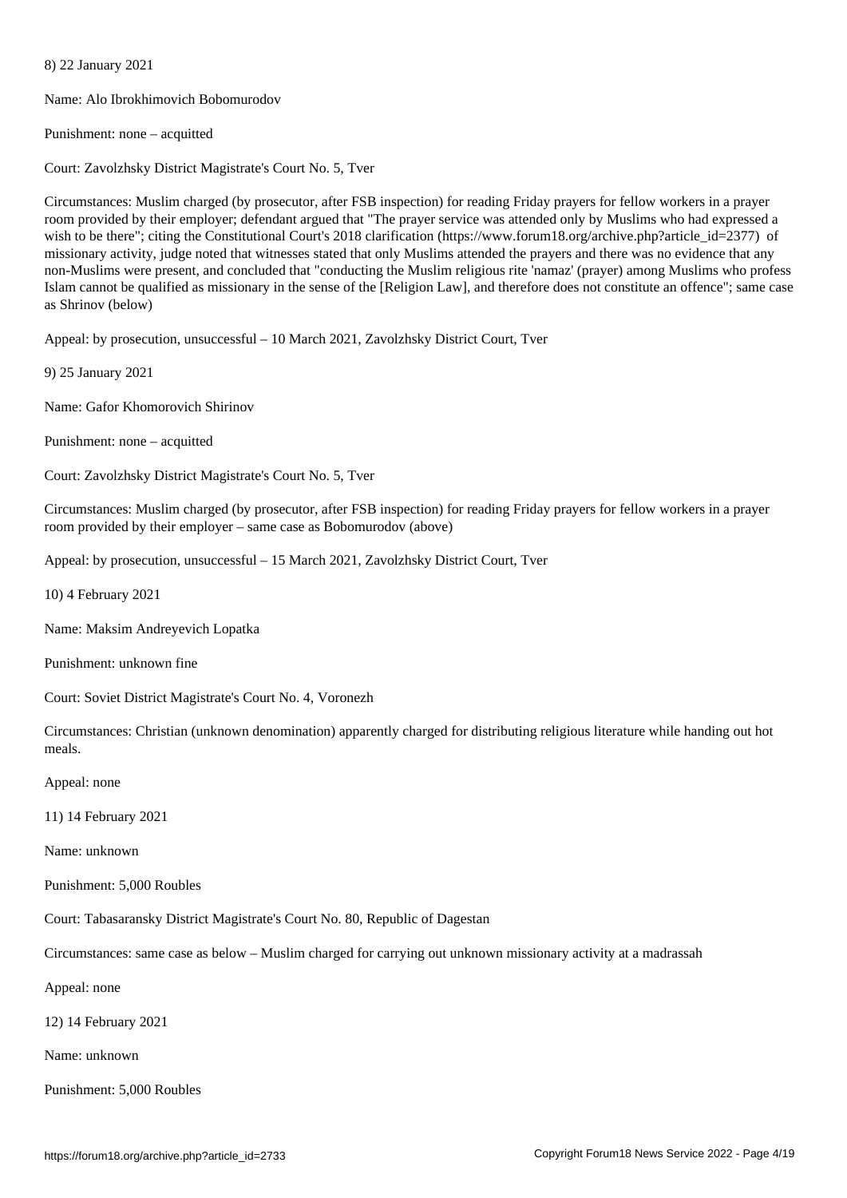8) 22 January 2021

Name: Alo Ibrokhimovich Bobomurodov

Punishment: none – acquitted

Court: Zavolzhsky District Magistrate's Court No. 5, Tver

Circumstances: Muslim charged (by prosecutor, after FSB inspection) for reading Friday prayers for fellow workers in a prayer room provided by their employer; defendant argued that "The prayer service was attended only by Muslims who had expressed a wish to be there"; citing the Constitutional Court's 2018 clarification (https://www.forum18.org/archive.php?article_id=2377) of missionary activity, judge noted that witnesses stated that only Muslims attended the prayers and there was no evidence that any non-Muslims were present, and concluded that "conducting the Muslim religious rite 'namaz' (prayer) among Muslims who profess Islam cannot be qualified as missionary in the sense of the [Religion Law], and therefore does not constitute an offence"; same case as Shrinov (below)

Appeal: by prosecution, unsuccessful – 10 March 2021, Zavolzhsky District Court, Tver

9) 25 January 2021

Name: Gafor Khomorovich Shirinov

Punishment: none – acquitted

Court: Zavolzhsky District Magistrate's Court No. 5, Tver

Circumstances: Muslim charged (by prosecutor, after FSB inspection) for reading Friday prayers for fellow workers in a prayer room provided by their employer – same case as Bobomurodov (above)

Appeal: by prosecution, unsuccessful – 15 March 2021, Zavolzhsky District Court, Tver

10) 4 February 2021

Name: Maksim Andreyevich Lopatka

Punishment: unknown fine

Court: Soviet District Magistrate's Court No. 4, Voronezh

Circumstances: Christian (unknown denomination) apparently charged for distributing religious literature while handing out hot meals.

Appeal: none

11) 14 February 2021

Name: unknown

Punishment: 5,000 Roubles

Court: Tabasaransky District Magistrate's Court No. 80, Republic of Dagestan

Circumstances: same case as below – Muslim charged for carrying out unknown missionary activity at a madrassah

Appeal: none

12) 14 February 2021

Name: unknown

Punishment: 5,000 Roubles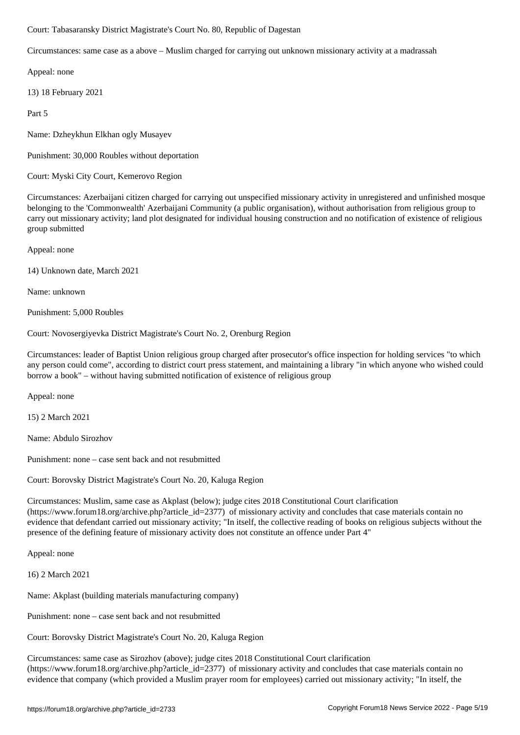Court: Tabasaransky District Magistrate's Court No. 80, Republic of Dagestan

Circumstances: same case as a above – Muslim charged for carrying out unknown missionary activity at a madrassah

Appeal: none

13) 18 February 2021

Part 5

Name: Dzheykhun Elkhan ogly Musayev

Punishment: 30,000 Roubles without deportation

Court: Myski City Court, Kemerovo Region

Circumstances: Azerbaijani citizen charged for carrying out unspecified missionary activity in unregistered and unfinished mosque belonging to the 'Commonwealth' Azerbaijani Community (a public organisation), without authorisation from religious group to carry out missionary activity; land plot designated for individual housing construction and no notification of existence of religious group submitted

Appeal: none

14) Unknown date, March 2021

Name: unknown

Punishment: 5,000 Roubles

Court: Novosergiyevka District Magistrate's Court No. 2, Orenburg Region

Circumstances: leader of Baptist Union religious group charged after prosecutor's office inspection for holding services "to which any person could come", according to district court press statement, and maintaining a library "in which anyone who wished could borrow a book" – without having submitted notification of existence of religious group

Appeal: none

15) 2 March 2021

Name: Abdulo Sirozhov

Punishment: none – case sent back and not resubmitted

Court: Borovsky District Magistrate's Court No. 20, Kaluga Region

Circumstances: Muslim, same case as Akplast (below); judge cites 2018 Constitutional Court clarification (https://www.forum18.org/archive.php?article_id=2377) of missionary activity and concludes that case materials contain no evidence that defendant carried out missionary activity; "In itself, the collective reading of books on religious subjects without the presence of the defining feature of missionary activity does not constitute an offence under Part 4"

Appeal: none

16) 2 March 2021

Name: Akplast (building materials manufacturing company)

Punishment: none – case sent back and not resubmitted

Court: Borovsky District Magistrate's Court No. 20, Kaluga Region

Circumstances: same case as Sirozhov (above); judge cites 2018 Constitutional Court clarification (https://www.forum18.org/archive.php?article_id=2377) of missionary activity and concludes that case materials contain no evidence that company (which provided a Muslim prayer room for employees) carried out missionary activity; "In itself, the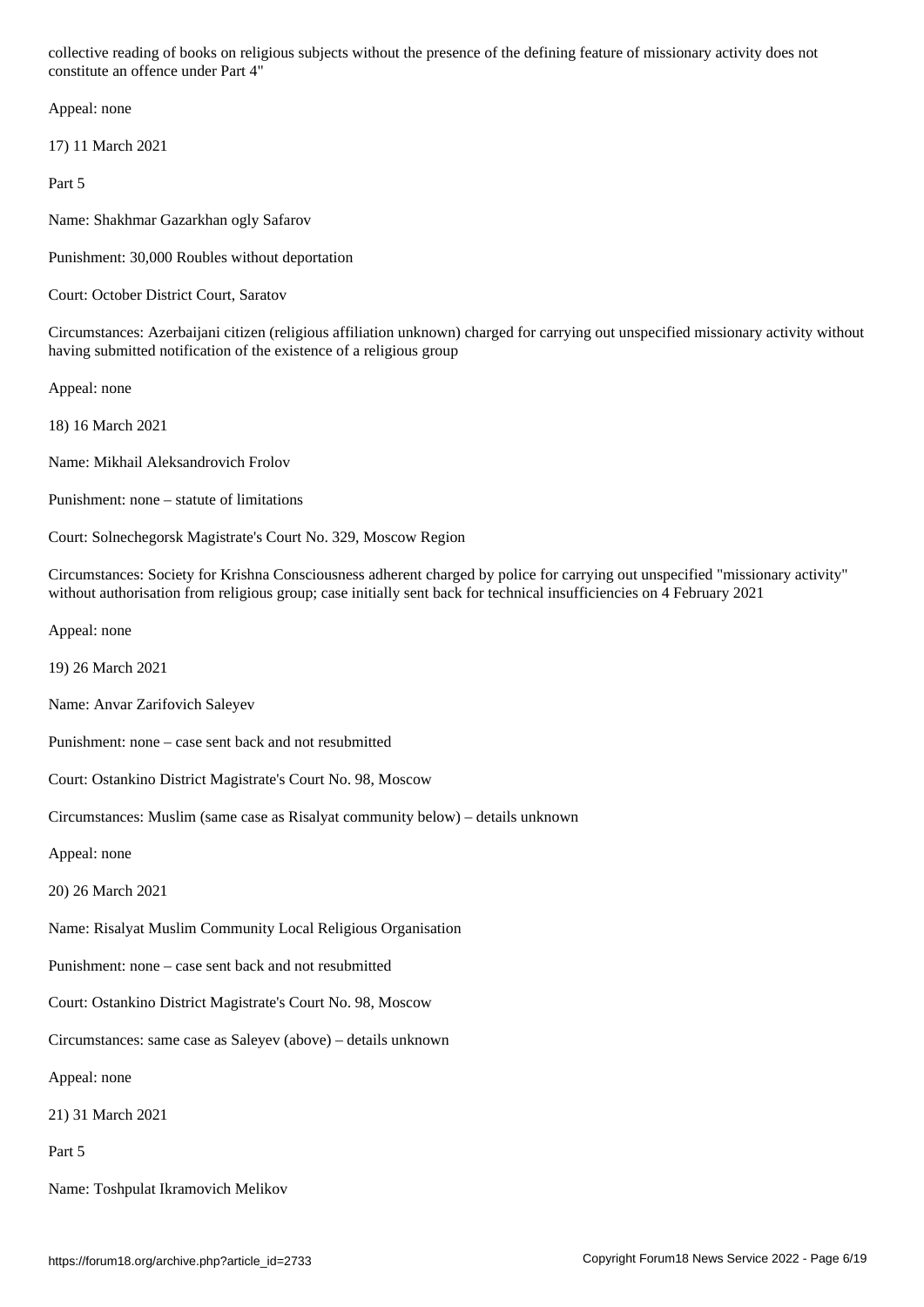collective reading of books on religious subjects without the presence of the defining feature of missionary activity does not constitute an offence under Part 4"

Appeal: none

17) 11 March 2021

Part 5

Name: Shakhmar Gazarkhan ogly Safarov

Punishment: 30,000 Roubles without deportation

Court: October District Court, Saratov

Circumstances: Azerbaijani citizen (religious affiliation unknown) charged for carrying out unspecified missionary activity without having submitted notification of the existence of a religious group

Appeal: none

18) 16 March 2021

Name: Mikhail Aleksandrovich Frolov

Punishment: none – statute of limitations

Court: Solnechegorsk Magistrate's Court No. 329, Moscow Region

Circumstances: Society for Krishna Consciousness adherent charged by police for carrying out unspecified "missionary activity" without authorisation from religious group; case initially sent back for technical insufficiencies on 4 February 2021

Appeal: none

19) 26 March 2021

Name: Anvar Zarifovich Saleyev

Punishment: none – case sent back and not resubmitted

Court: Ostankino District Magistrate's Court No. 98, Moscow

Circumstances: Muslim (same case as Risalyat community below) – details unknown

Appeal: none

20) 26 March 2021

Name: Risalyat Muslim Community Local Religious Organisation

Punishment: none – case sent back and not resubmitted

Court: Ostankino District Magistrate's Court No. 98, Moscow

Circumstances: same case as Saleyev (above) – details unknown

Appeal: none

21) 31 March 2021

Part 5

Name: Toshpulat Ikramovich Melikov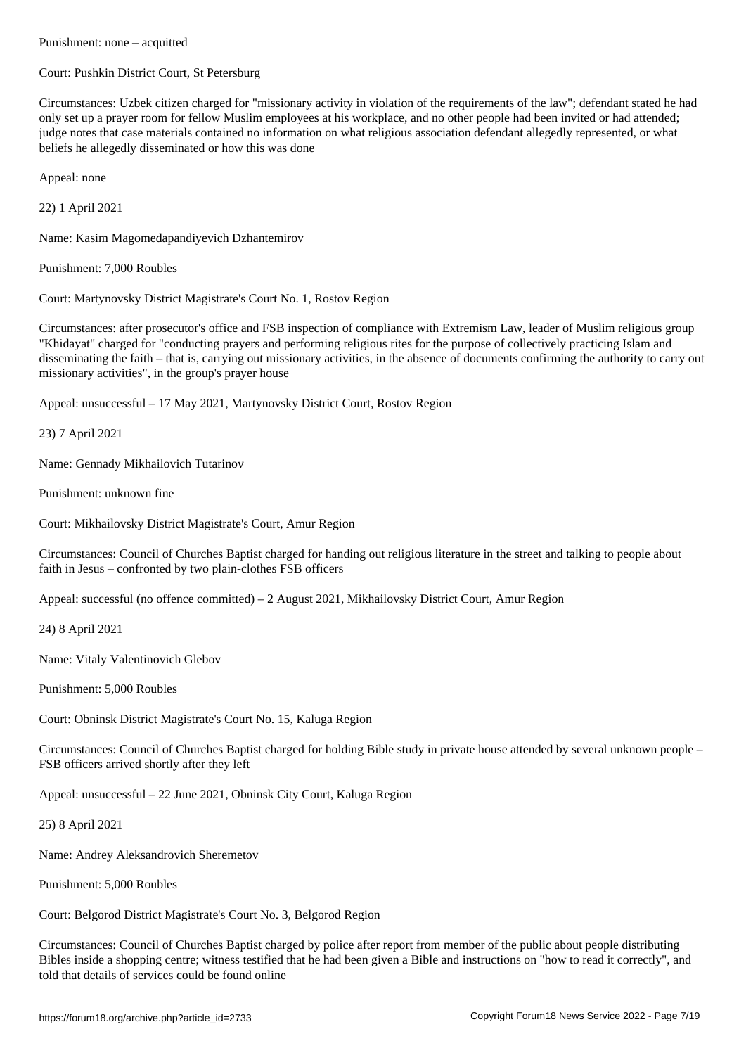Punishment: none – acquitted

Court: Pushkin District Court, St Petersburg

Circumstances: Uzbek citizen charged for "missionary activity in violation of the requirements of the law"; defendant stated he had only set up a prayer room for fellow Muslim employees at his workplace, and no other people had been invited or had attended; judge notes that case materials contained no information on what religious association defendant allegedly represented, or what beliefs he allegedly disseminated or how this was done

Appeal: none

22) 1 April 2021

Name: Kasim Magomedapandiyevich Dzhantemirov

Punishment: 7,000 Roubles

Court: Martynovsky District Magistrate's Court No. 1, Rostov Region

Circumstances: after prosecutor's office and FSB inspection of compliance with Extremism Law, leader of Muslim religious group "Khidayat" charged for "conducting prayers and performing religious rites for the purpose of collectively practicing Islam and disseminating the faith – that is, carrying out missionary activities, in the absence of documents confirming the authority to carry out missionary activities", in the group's prayer house

Appeal: unsuccessful – 17 May 2021, Martynovsky District Court, Rostov Region

23) 7 April 2021

Name: Gennady Mikhailovich Tutarinov

Punishment: unknown fine

Court: Mikhailovsky District Magistrate's Court, Amur Region

Circumstances: Council of Churches Baptist charged for handing out religious literature in the street and talking to people about faith in Jesus – confronted by two plain-clothes FSB officers

Appeal: successful (no offence committed) – 2 August 2021, Mikhailovsky District Court, Amur Region

24) 8 April 2021

Name: Vitaly Valentinovich Glebov

Punishment: 5,000 Roubles

Court: Obninsk District Magistrate's Court No. 15, Kaluga Region

Circumstances: Council of Churches Baptist charged for holding Bible study in private house attended by several unknown people – FSB officers arrived shortly after they left

Appeal: unsuccessful – 22 June 2021, Obninsk City Court, Kaluga Region

25) 8 April 2021

Name: Andrey Aleksandrovich Sheremetov

Punishment: 5,000 Roubles

Court: Belgorod District Magistrate's Court No. 3, Belgorod Region

Circumstances: Council of Churches Baptist charged by police after report from member of the public about people distributing Bibles inside a shopping centre; witness testified that he had been given a Bible and instructions on "how to read it correctly", and told that details of services could be found online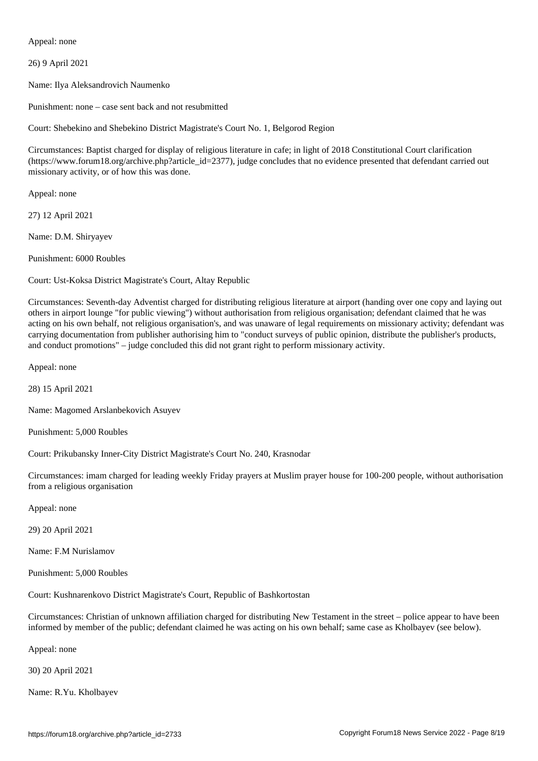Appeal: none

26) 9 April 2021

Name: Ilya Aleksandrovich Naumenko

Punishment: none – case sent back and not resubmitted

Court: Shebekino and Shebekino District Magistrate's Court No. 1, Belgorod Region

Circumstances: Baptist charged for display of religious literature in cafe; in light of 2018 Constitutional Court clarification (https://www.forum18.org/archive.php?article_id=2377), judge concludes that no evidence presented that defendant carried out missionary activity, or of how this was done.

Appeal: none

27) 12 April 2021

Name: D.M. Shiryayev

Punishment: 6000 Roubles

Court: Ust-Koksa District Magistrate's Court, Altay Republic

Circumstances: Seventh-day Adventist charged for distributing religious literature at airport (handing over one copy and laying out others in airport lounge "for public viewing") without authorisation from religious organisation; defendant claimed that he was acting on his own behalf, not religious organisation's, and was unaware of legal requirements on missionary activity; defendant was carrying documentation from publisher authorising him to "conduct surveys of public opinion, distribute the publisher's products, and conduct promotions" – judge concluded this did not grant right to perform missionary activity.

Appeal: none

28) 15 April 2021

Name: Magomed Arslanbekovich Asuyev

Punishment: 5,000 Roubles

Court: Prikubansky Inner-City District Magistrate's Court No. 240, Krasnodar

Circumstances: imam charged for leading weekly Friday prayers at Muslim prayer house for 100-200 people, without authorisation from a religious organisation

Appeal: none

29) 20 April 2021

Name: F.M Nurislamov

Punishment: 5,000 Roubles

Court: Kushnarenkovo District Magistrate's Court, Republic of Bashkortostan

Circumstances: Christian of unknown affiliation charged for distributing New Testament in the street – police appear to have been informed by member of the public; defendant claimed he was acting on his own behalf; same case as Kholbayev (see below).

Appeal: none

30) 20 April 2021

Name: R.Yu. Kholbayev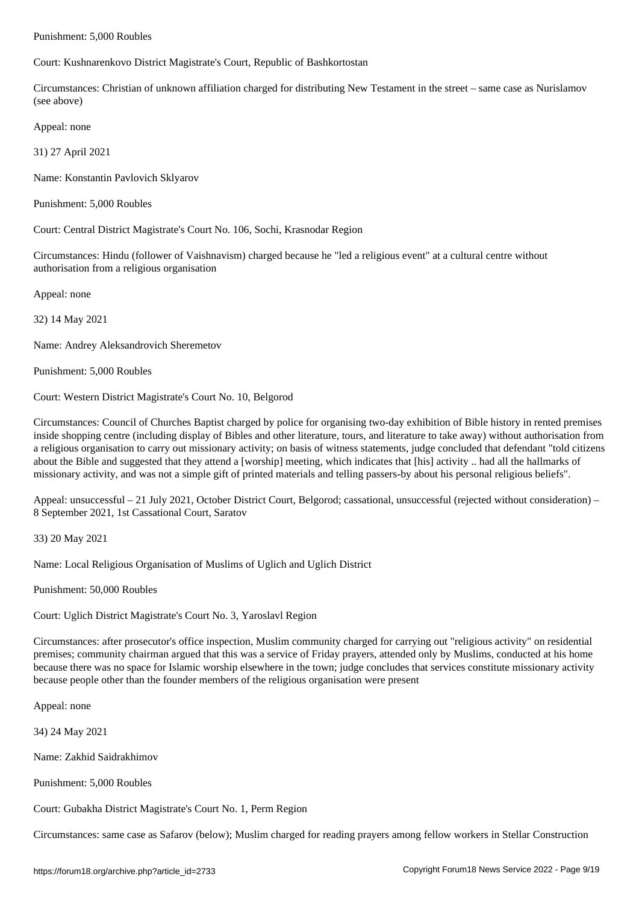Punishment: 5,000 Roubles

Court: Kushnarenkovo District Magistrate's Court, Republic of Bashkortostan

Circumstances: Christian of unknown affiliation charged for distributing New Testament in the street – same case as Nurislamov (see above)

Appeal: none

31) 27 April 2021

Name: Konstantin Pavlovich Sklyarov

Punishment: 5,000 Roubles

Court: Central District Magistrate's Court No. 106, Sochi, Krasnodar Region

Circumstances: Hindu (follower of Vaishnavism) charged because he "led a religious event" at a cultural centre without authorisation from a religious organisation

Appeal: none

32) 14 May 2021

Name: Andrey Aleksandrovich Sheremetov

Punishment: 5,000 Roubles

Court: Western District Magistrate's Court No. 10, Belgorod

Circumstances: Council of Churches Baptist charged by police for organising two-day exhibition of Bible history in rented premises inside shopping centre (including display of Bibles and other literature, tours, and literature to take away) without authorisation from a religious organisation to carry out missionary activity; on basis of witness statements, judge concluded that defendant "told citizens about the Bible and suggested that they attend a [worship] meeting, which indicates that [his] activity .. had all the hallmarks of missionary activity, and was not a simple gift of printed materials and telling passers-by about his personal religious beliefs".

Appeal: unsuccessful – 21 July 2021, October District Court, Belgorod; cassational, unsuccessful (rejected without consideration) – 8 September 2021, 1st Cassational Court, Saratov

33) 20 May 2021

Name: Local Religious Organisation of Muslims of Uglich and Uglich District

Punishment: 50,000 Roubles

Court: Uglich District Magistrate's Court No. 3, Yaroslavl Region

Circumstances: after prosecutor's office inspection, Muslim community charged for carrying out "religious activity" on residential premises; community chairman argued that this was a service of Friday prayers, attended only by Muslims, conducted at his home because there was no space for Islamic worship elsewhere in the town; judge concludes that services constitute missionary activity because people other than the founder members of the religious organisation were present

Appeal: none

34) 24 May 2021

Name: Zakhid Saidrakhimov

Punishment: 5,000 Roubles

Court: Gubakha District Magistrate's Court No. 1, Perm Region

Circumstances: same case as Safarov (below); Muslim charged for reading prayers among fellow workers in Stellar Construction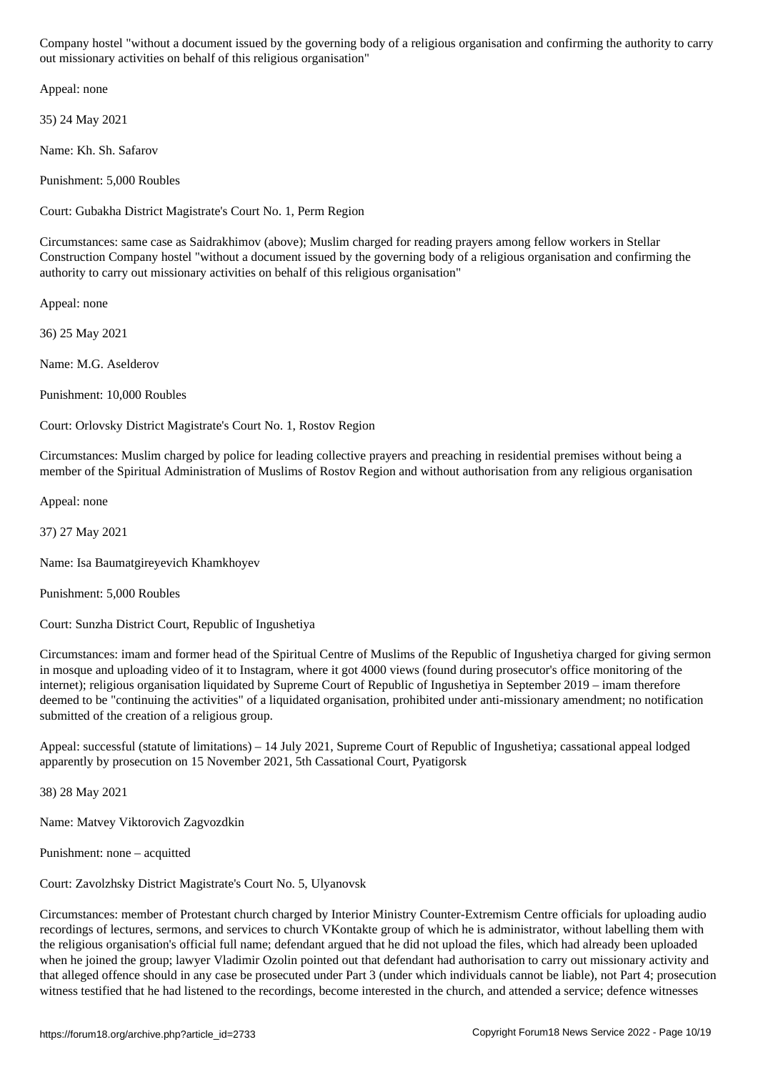Company hostel "without a document issued by the governing body of a religious organisation and confirming the authority to carry out missionary activities on behalf of this religious organisation"

Appeal: none

35) 24 May 2021

Name: Kh. Sh. Safarov

Punishment: 5,000 Roubles

Court: Gubakha District Magistrate's Court No. 1, Perm Region

Circumstances: same case as Saidrakhimov (above); Muslim charged for reading prayers among fellow workers in Stellar Construction Company hostel "without a document issued by the governing body of a religious organisation and confirming the authority to carry out missionary activities on behalf of this religious organisation"

Appeal: none

36) 25 May 2021

Name: M.G. Aselderov

Punishment: 10,000 Roubles

Court: Orlovsky District Magistrate's Court No. 1, Rostov Region

Circumstances: Muslim charged by police for leading collective prayers and preaching in residential premises without being a member of the Spiritual Administration of Muslims of Rostov Region and without authorisation from any religious organisation

Appeal: none

37) 27 May 2021

Name: Isa Baumatgireyevich Khamkhoyev

Punishment: 5,000 Roubles

Court: Sunzha District Court, Republic of Ingushetiya

Circumstances: imam and former head of the Spiritual Centre of Muslims of the Republic of Ingushetiya charged for giving sermon in mosque and uploading video of it to Instagram, where it got 4000 views (found during prosecutor's office monitoring of the internet); religious organisation liquidated by Supreme Court of Republic of Ingushetiya in September 2019 – imam therefore deemed to be "continuing the activities" of a liquidated organisation, prohibited under anti-missionary amendment; no notification submitted of the creation of a religious group.

Appeal: successful (statute of limitations) – 14 July 2021, Supreme Court of Republic of Ingushetiya; cassational appeal lodged apparently by prosecution on 15 November 2021, 5th Cassational Court, Pyatigorsk

38) 28 May 2021

Name: Matvey Viktorovich Zagvozdkin

Punishment: none – acquitted

Court: Zavolzhsky District Magistrate's Court No. 5, Ulyanovsk

Circumstances: member of Protestant church charged by Interior Ministry Counter-Extremism Centre officials for uploading audio recordings of lectures, sermons, and services to church VKontakte group of which he is administrator, without labelling them with the religious organisation's official full name; defendant argued that he did not upload the files, which had already been uploaded when he joined the group; lawyer Vladimir Ozolin pointed out that defendant had authorisation to carry out missionary activity and that alleged offence should in any case be prosecuted under Part 3 (under which individuals cannot be liable), not Part 4; prosecution witness testified that he had listened to the recordings, become interested in the church, and attended a service; defence witnesses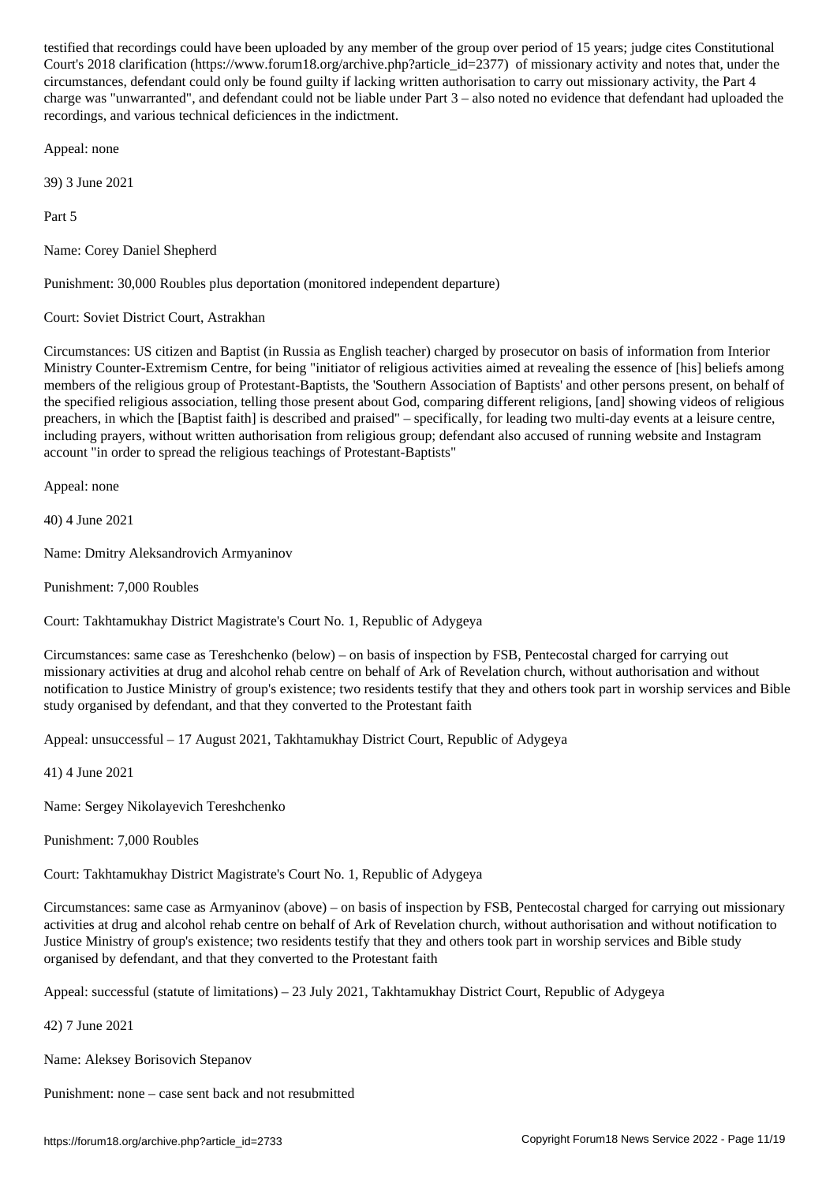testified that recordings could have been uploaded by any member of the group over period of 15 years; judge cites Constitutional Court's 2018 clarification (https://www.forum18.org/archive.php?article_id=2377) of missionary activity and notes that, under the circumstances, defendant could only be found guilty if lacking written authorisation to carry out missionary activity, the Part 4 charge was "unwarranted", and defendant could not be liable under Part 3 – also noted no evidence that defendant had uploaded the recordings, and various technical deficiencies in the indictment.

Appeal: none

39) 3 June 2021

Part 5

Name: Corey Daniel Shepherd

Punishment: 30,000 Roubles plus deportation (monitored independent departure)

Court: Soviet District Court, Astrakhan

Circumstances: US citizen and Baptist (in Russia as English teacher) charged by prosecutor on basis of information from Interior Ministry Counter-Extremism Centre, for being "initiator of religious activities aimed at revealing the essence of [his] beliefs among members of the religious group of Protestant-Baptists, the 'Southern Association of Baptists' and other persons present, on behalf of the specified religious association, telling those present about God, comparing different religions, [and] showing videos of religious preachers, in which the [Baptist faith] is described and praised" – specifically, for leading two multi-day events at a leisure centre, including prayers, without written authorisation from religious group; defendant also accused of running website and Instagram account "in order to spread the religious teachings of Protestant-Baptists"

Appeal: none

40) 4 June 2021

Name: Dmitry Aleksandrovich Armyaninov

Punishment: 7,000 Roubles

Court: Takhtamukhay District Magistrate's Court No. 1, Republic of Adygeya

Circumstances: same case as Tereshchenko (below) – on basis of inspection by FSB, Pentecostal charged for carrying out missionary activities at drug and alcohol rehab centre on behalf of Ark of Revelation church, without authorisation and without notification to Justice Ministry of group's existence; two residents testify that they and others took part in worship services and Bible study organised by defendant, and that they converted to the Protestant faith

Appeal: unsuccessful – 17 August 2021, Takhtamukhay District Court, Republic of Adygeya

41) 4 June 2021

Name: Sergey Nikolayevich Tereshchenko

Punishment: 7,000 Roubles

Court: Takhtamukhay District Magistrate's Court No. 1, Republic of Adygeya

Circumstances: same case as Armyaninov (above) – on basis of inspection by FSB, Pentecostal charged for carrying out missionary activities at drug and alcohol rehab centre on behalf of Ark of Revelation church, without authorisation and without notification to Justice Ministry of group's existence; two residents testify that they and others took part in worship services and Bible study organised by defendant, and that they converted to the Protestant faith

Appeal: successful (statute of limitations) – 23 July 2021, Takhtamukhay District Court, Republic of Adygeya

42) 7 June 2021

Name: Aleksey Borisovich Stepanov

Punishment: none – case sent back and not resubmitted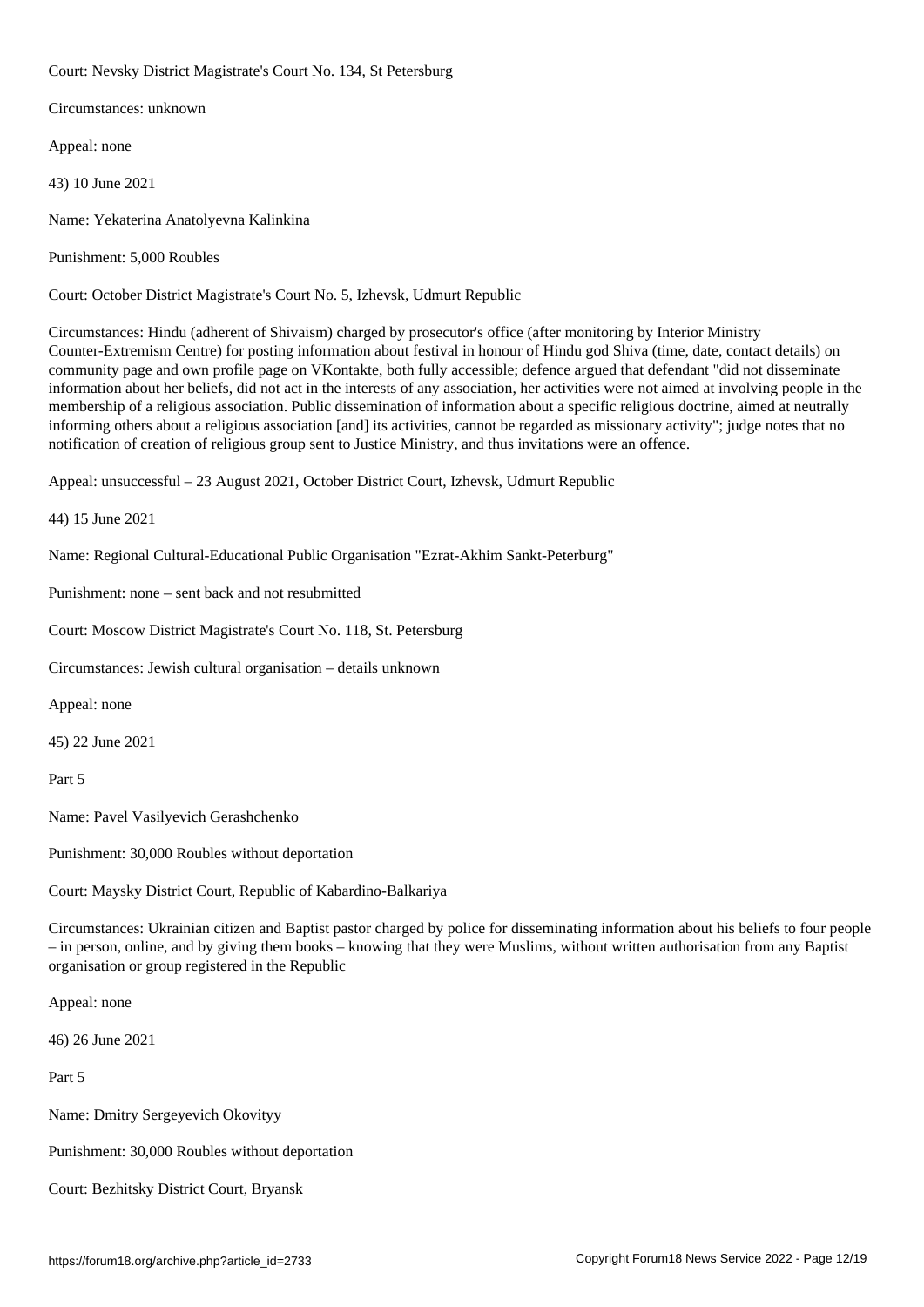Court: Nevsky District Magistrate's Court No. 134, St Petersburg

Circumstances: unknown

Appeal: none

43) 10 June 2021

Name: Yekaterina Anatolyevna Kalinkina

Punishment: 5,000 Roubles

Court: October District Magistrate's Court No. 5, Izhevsk, Udmurt Republic

Circumstances: Hindu (adherent of Shivaism) charged by prosecutor's office (after monitoring by Interior Ministry Counter-Extremism Centre) for posting information about festival in honour of Hindu god Shiva (time, date, contact details) on community page and own profile page on VKontakte, both fully accessible; defence argued that defendant "did not disseminate information about her beliefs, did not act in the interests of any association, her activities were not aimed at involving people in the membership of a religious association. Public dissemination of information about a specific religious doctrine, aimed at neutrally informing others about a religious association [and] its activities, cannot be regarded as missionary activity"; judge notes that no notification of creation of religious group sent to Justice Ministry, and thus invitations were an offence.

Appeal: unsuccessful – 23 August 2021, October District Court, Izhevsk, Udmurt Republic

44) 15 June 2021

Name: Regional Cultural-Educational Public Organisation "Ezrat-Akhim Sankt-Peterburg"

Punishment: none – sent back and not resubmitted

Court: Moscow District Magistrate's Court No. 118, St. Petersburg

Circumstances: Jewish cultural organisation – details unknown

Appeal: none

45) 22 June 2021

Part 5

Name: Pavel Vasilyevich Gerashchenko

Punishment: 30,000 Roubles without deportation

Court: Maysky District Court, Republic of Kabardino-Balkariya

Circumstances: Ukrainian citizen and Baptist pastor charged by police for disseminating information about his beliefs to four people – in person, online, and by giving them books – knowing that they were Muslims, without written authorisation from any Baptist organisation or group registered in the Republic

Appeal: none

46) 26 June 2021

Part 5

Name: Dmitry Sergeyevich Okovityy

Punishment: 30,000 Roubles without deportation

Court: Bezhitsky District Court, Bryansk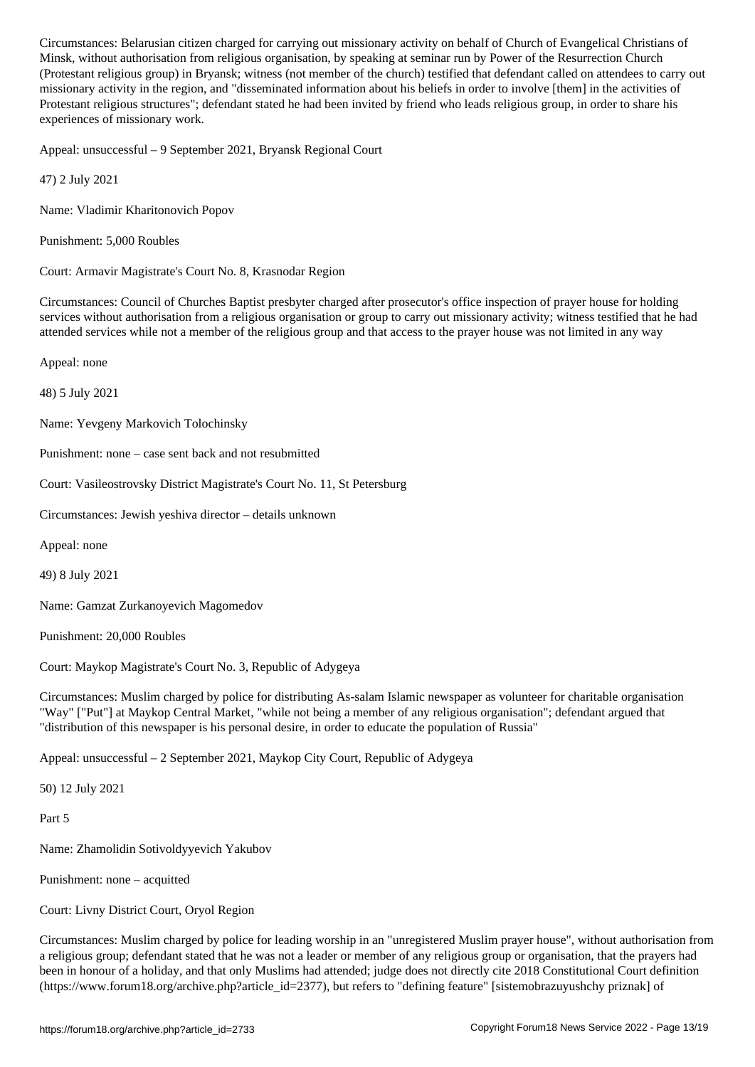Circumstances: Belarusian citizen charged for carrying out missionary activity on behalf of Church of Evangelical Christians of Minsk, without authorisation from religious organisation, by speaking at seminar run by Power of the Resurrection Church (Protestant religious group) in Bryansk; witness (not member of the church) testified that defendant called on attendees to carry out missionary activity in the region, and "disseminated information about his beliefs in order to involve [them] in the activities of Protestant religious structures"; defendant stated he had been invited by friend who leads religious group, in order to share his experiences of missionary work.

Appeal: unsuccessful – 9 September 2021, Bryansk Regional Court

47) 2 July 2021

Name: Vladimir Kharitonovich Popov

Punishment: 5,000 Roubles

Court: Armavir Magistrate's Court No. 8, Krasnodar Region

Circumstances: Council of Churches Baptist presbyter charged after prosecutor's office inspection of prayer house for holding services without authorisation from a religious organisation or group to carry out missionary activity; witness testified that he had attended services while not a member of the religious group and that access to the prayer house was not limited in any way

Appeal: none

48) 5 July 2021

Name: Yevgeny Markovich Tolochinsky

Punishment: none – case sent back and not resubmitted

Court: Vasileostrovsky District Magistrate's Court No. 11, St Petersburg

Circumstances: Jewish yeshiva director – details unknown

Appeal: none

49) 8 July 2021

Name: Gamzat Zurkanoyevich Magomedov

Punishment: 20,000 Roubles

Court: Maykop Magistrate's Court No. 3, Republic of Adygeya

Circumstances: Muslim charged by police for distributing As-salam Islamic newspaper as volunteer for charitable organisation "Way" ["Put"] at Maykop Central Market, "while not being a member of any religious organisation"; defendant argued that "distribution of this newspaper is his personal desire, in order to educate the population of Russia"

Appeal: unsuccessful – 2 September 2021, Maykop City Court, Republic of Adygeya

50) 12 July 2021

Part 5

Name: Zhamolidin Sotivoldyyevich Yakubov

Punishment: none – acquitted

Court: Livny District Court, Oryol Region

Circumstances: Muslim charged by police for leading worship in an "unregistered Muslim prayer house", without authorisation from a religious group; defendant stated that he was not a leader or member of any religious group or organisation, that the prayers had been in honour of a holiday, and that only Muslims had attended; judge does not directly cite 2018 Constitutional Court definition (https://www.forum18.org/archive.php?article_id=2377), but refers to "defining feature" [sistemobrazuyushchy priznak] of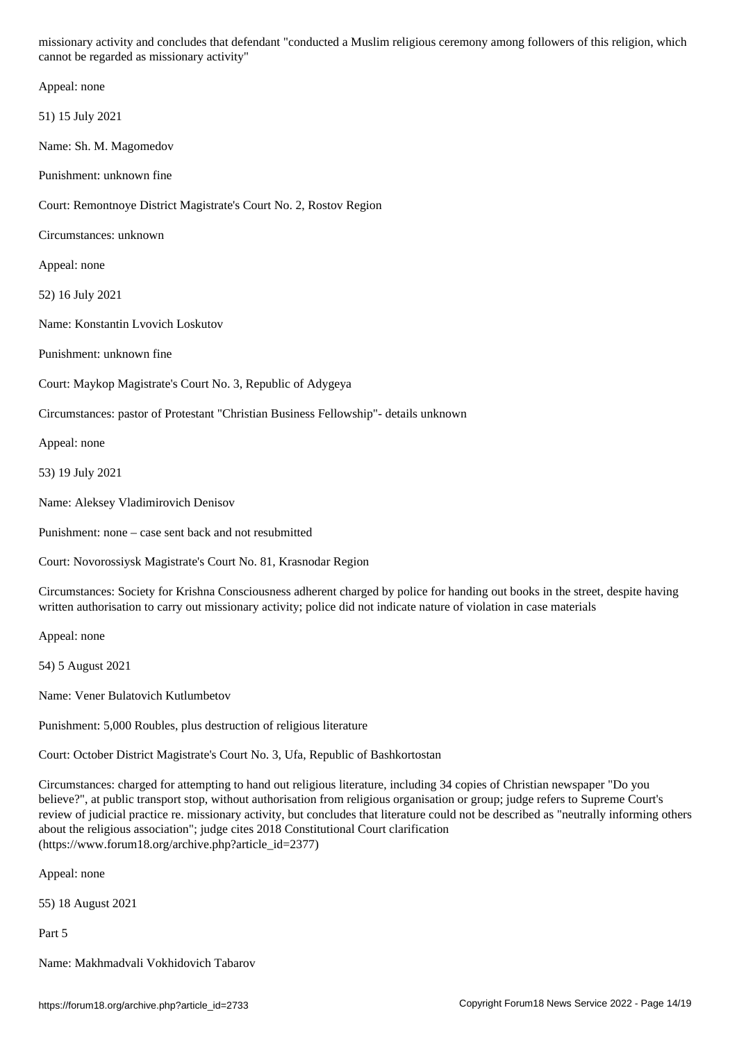missionary activity and concludes that defendant "conducted a Muslim religious ceremony among followers of this religion, which cannot be regarded as missionary activity"

Appeal: none

51) 15 July 2021

Name: Sh. M. Magomedov

Punishment: unknown fine

Court: Remontnoye District Magistrate's Court No. 2, Rostov Region

Circumstances: unknown

Appeal: none

52) 16 July 2021

Name: Konstantin Lvovich Loskutov

Punishment: unknown fine

Court: Maykop Magistrate's Court No. 3, Republic of Adygeya

Circumstances: pastor of Protestant "Christian Business Fellowship"- details unknown

Appeal: none

53) 19 July 2021

Name: Aleksey Vladimirovich Denisov

Punishment: none – case sent back and not resubmitted

Court: Novorossiysk Magistrate's Court No. 81, Krasnodar Region

Circumstances: Society for Krishna Consciousness adherent charged by police for handing out books in the street, despite having written authorisation to carry out missionary activity; police did not indicate nature of violation in case materials

Appeal: none

54) 5 August 2021

Name: Vener Bulatovich Kutlumbetov

Punishment: 5,000 Roubles, plus destruction of religious literature

Court: October District Magistrate's Court No. 3, Ufa, Republic of Bashkortostan

Circumstances: charged for attempting to hand out religious literature, including 34 copies of Christian newspaper "Do you believe?", at public transport stop, without authorisation from religious organisation or group; judge refers to Supreme Court's review of judicial practice re. missionary activity, but concludes that literature could not be described as "neutrally informing others about the religious association"; judge cites 2018 Constitutional Court clarification (https://www.forum18.org/archive.php?article_id=2377)

Appeal: none

55) 18 August 2021

Part 5

Name: Makhmadvali Vokhidovich Tabarov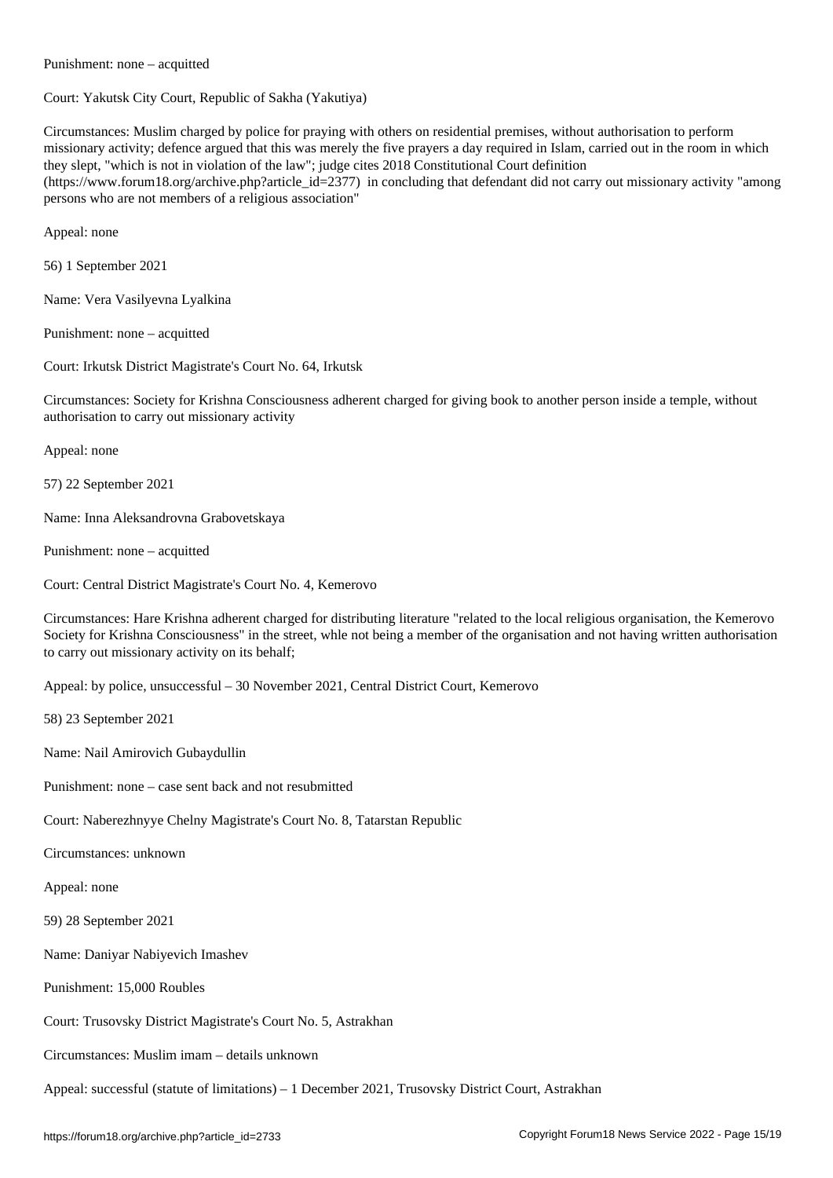Punishment: none – acquitted

Court: Yakutsk City Court, Republic of Sakha (Yakutiya)

Circumstances: Muslim charged by police for praying with others on residential premises, without authorisation to perform missionary activity; defence argued that this was merely the five prayers a day required in Islam, carried out in the room in which they slept, "which is not in violation of the law"; judge cites 2018 Constitutional Court definition (https://www.forum18.org/archive.php?article_id=2377) in concluding that defendant did not carry out missionary activity "among persons who are not members of a religious association"

Appeal: none

56) 1 September 2021

Name: Vera Vasilyevna Lyalkina

Punishment: none – acquitted

Court: Irkutsk District Magistrate's Court No. 64, Irkutsk

Circumstances: Society for Krishna Consciousness adherent charged for giving book to another person inside a temple, without authorisation to carry out missionary activity

Appeal: none

57) 22 September 2021

Name: Inna Aleksandrovna Grabovetskaya

Punishment: none – acquitted

Court: Central District Magistrate's Court No. 4, Kemerovo

Circumstances: Hare Krishna adherent charged for distributing literature "related to the local religious organisation, the Kemerovo Society for Krishna Consciousness" in the street, whle not being a member of the organisation and not having written authorisation to carry out missionary activity on its behalf;

Appeal: by police, unsuccessful – 30 November 2021, Central District Court, Kemerovo

58) 23 September 2021

Name: Nail Amirovich Gubaydullin

Punishment: none – case sent back and not resubmitted

Court: Naberezhnyye Chelny Magistrate's Court No. 8, Tatarstan Republic

Circumstances: unknown

Appeal: none

59) 28 September 2021

Name: Daniyar Nabiyevich Imashev

Punishment: 15,000 Roubles

Court: Trusovsky District Magistrate's Court No. 5, Astrakhan

Circumstances: Muslim imam – details unknown

Appeal: successful (statute of limitations) – 1 December 2021, Trusovsky District Court, Astrakhan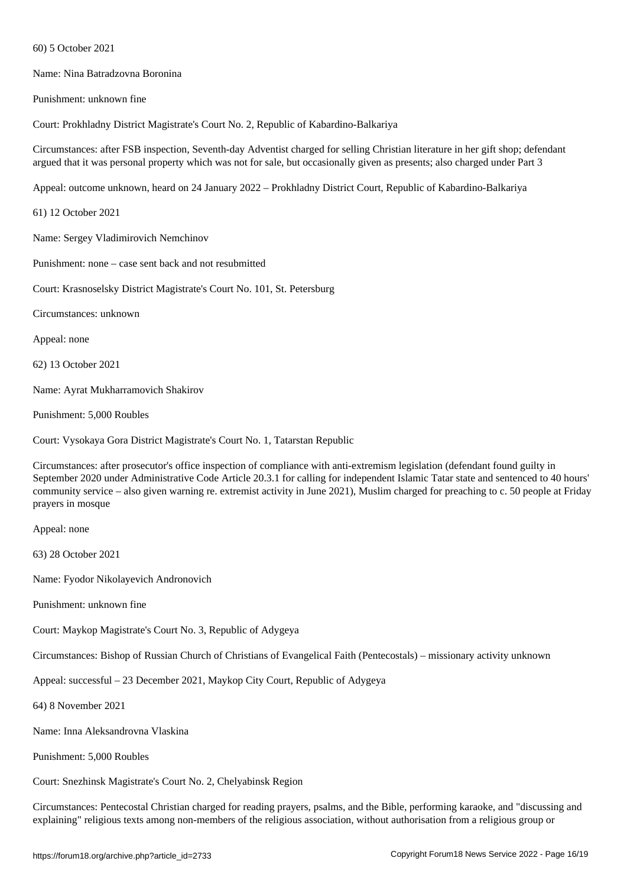60) 5 October 2021

Name: Nina Batradzovna Boronina

Punishment: unknown fine

Court: Prokhladny District Magistrate's Court No. 2, Republic of Kabardino-Balkariya

Circumstances: after FSB inspection, Seventh-day Adventist charged for selling Christian literature in her gift shop; defendant argued that it was personal property which was not for sale, but occasionally given as presents; also charged under Part 3

Appeal: outcome unknown, heard on 24 January 2022 – Prokhladny District Court, Republic of Kabardino-Balkariya

61) 12 October 2021

Name: Sergey Vladimirovich Nemchinov

Punishment: none – case sent back and not resubmitted

Court: Krasnoselsky District Magistrate's Court No. 101, St. Petersburg

Circumstances: unknown

Appeal: none

62) 13 October 2021

Name: Ayrat Mukharramovich Shakirov

Punishment: 5,000 Roubles

Court: Vysokaya Gora District Magistrate's Court No. 1, Tatarstan Republic

Circumstances: after prosecutor's office inspection of compliance with anti-extremism legislation (defendant found guilty in September 2020 under Administrative Code Article 20.3.1 for calling for independent Islamic Tatar state and sentenced to 40 hours' community service – also given warning re. extremist activity in June 2021), Muslim charged for preaching to c. 50 people at Friday prayers in mosque

Appeal: none

63) 28 October 2021

Name: Fyodor Nikolayevich Andronovich

Punishment: unknown fine

Court: Maykop Magistrate's Court No. 3, Republic of Adygeya

Circumstances: Bishop of Russian Church of Christians of Evangelical Faith (Pentecostals) – missionary activity unknown

Appeal: successful – 23 December 2021, Maykop City Court, Republic of Adygeya

64) 8 November 2021

Name: Inna Aleksandrovna Vlaskina

Punishment: 5,000 Roubles

Court: Snezhinsk Magistrate's Court No. 2, Chelyabinsk Region

Circumstances: Pentecostal Christian charged for reading prayers, psalms, and the Bible, performing karaoke, and "discussing and explaining" religious texts among non-members of the religious association, without authorisation from a religious group or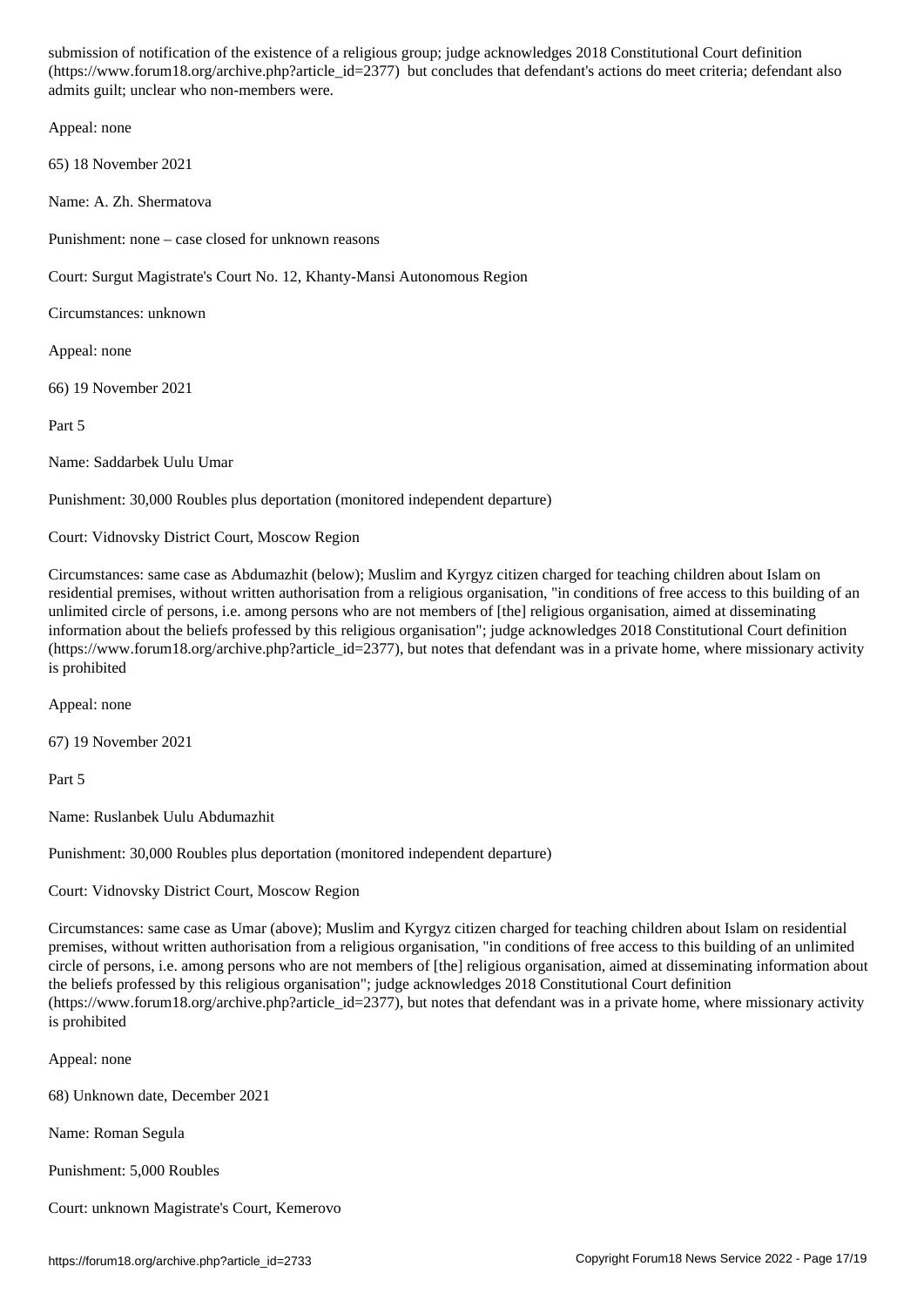submission of notification of the existence of a religious group; judge acknowledges 2018 Constitutional Court definition (https://www.forum18.org/archive.php?article_id=2377) but concludes that defendant's actions do meet criteria; defendant also admits guilt; unclear who non-members were.

Appeal: none

65) 18 November 2021

Name: A. Zh. Shermatova

Punishment: none – case closed for unknown reasons

Court: Surgut Magistrate's Court No. 12, Khanty-Mansi Autonomous Region

Circumstances: unknown

Appeal: none

66) 19 November 2021

Part 5

Name: Saddarbek Uulu Umar

Punishment: 30,000 Roubles plus deportation (monitored independent departure)

Court: Vidnovsky District Court, Moscow Region

Circumstances: same case as Abdumazhit (below); Muslim and Kyrgyz citizen charged for teaching children about Islam on residential premises, without written authorisation from a religious organisation, "in conditions of free access to this building of an unlimited circle of persons, i.e. among persons who are not members of [the] religious organisation, aimed at disseminating information about the beliefs professed by this religious organisation"; judge acknowledges 2018 Constitutional Court definition (https://www.forum18.org/archive.php?article_id=2377), but notes that defendant was in a private home, where missionary activity is prohibited

Appeal: none

67) 19 November 2021

Part 5

Name: Ruslanbek Uulu Abdumazhit

Punishment: 30,000 Roubles plus deportation (monitored independent departure)

Court: Vidnovsky District Court, Moscow Region

Circumstances: same case as Umar (above); Muslim and Kyrgyz citizen charged for teaching children about Islam on residential premises, without written authorisation from a religious organisation, "in conditions of free access to this building of an unlimited circle of persons, i.e. among persons who are not members of [the] religious organisation, aimed at disseminating information about the beliefs professed by this religious organisation"; judge acknowledges 2018 Constitutional Court definition (https://www.forum18.org/archive.php?article_id=2377), but notes that defendant was in a private home, where missionary activity is prohibited

Appeal: none

68) Unknown date, December 2021

Name: Roman Segula

Punishment: 5,000 Roubles

Court: unknown Magistrate's Court, Kemerovo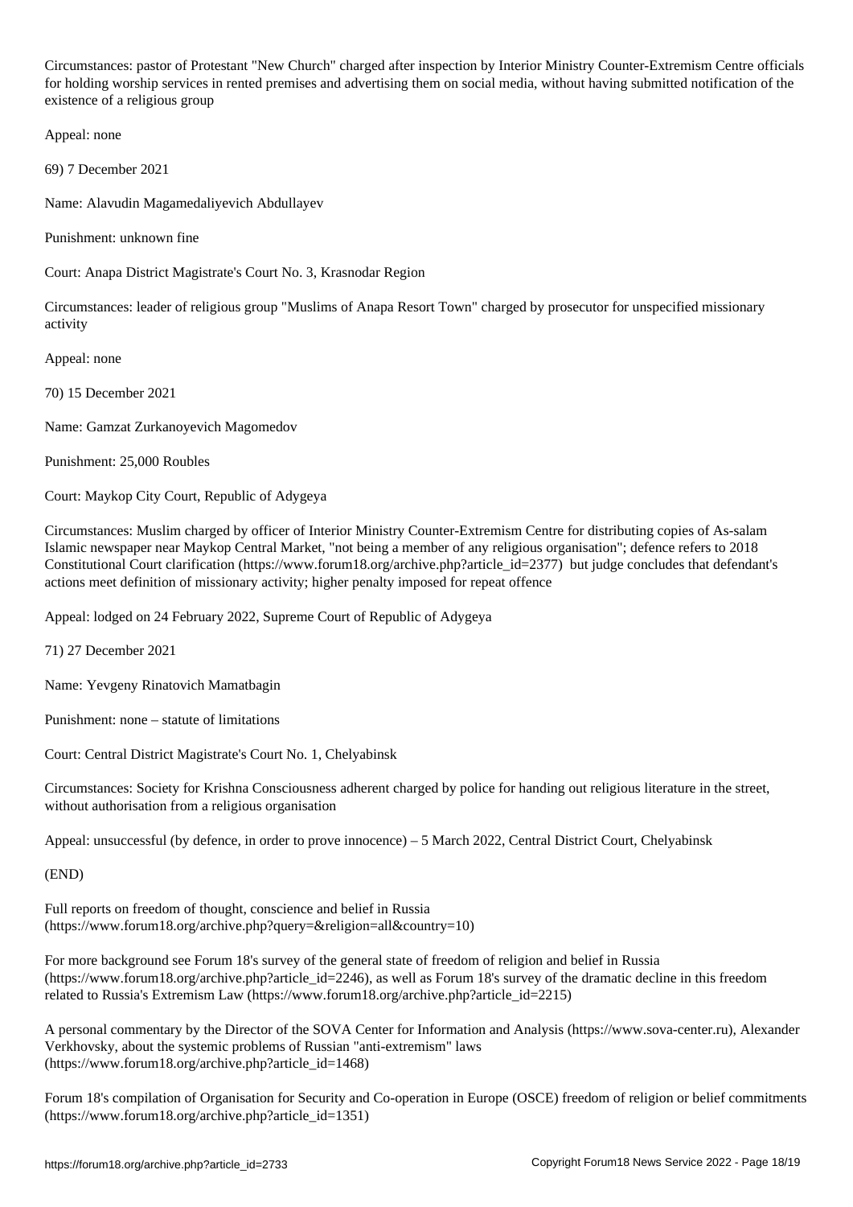Circumstances: pastor of Protestant "New Church" charged after inspection by Interior Ministry Counter-Extremism Centre officials for holding worship services in rented premises and advertising them on social media, without having submitted notification of the existence of a religious group

Appeal: none

69) 7 December 2021

Name: Alavudin Magamedaliyevich Abdullayev

Punishment: unknown fine

Court: Anapa District Magistrate's Court No. 3, Krasnodar Region

Circumstances: leader of religious group "Muslims of Anapa Resort Town" charged by prosecutor for unspecified missionary activity

Appeal: none

70) 15 December 2021

Name: Gamzat Zurkanoyevich Magomedov

Punishment: 25,000 Roubles

Court: Maykop City Court, Republic of Adygeya

Circumstances: Muslim charged by officer of Interior Ministry Counter-Extremism Centre for distributing copies of As-salam Islamic newspaper near Maykop Central Market, "not being a member of any religious organisation"; defence refers to 2018 Constitutional Court clarification (https://www.forum18.org/archive.php?article_id=2377) but judge concludes that defendant's actions meet definition of missionary activity; higher penalty imposed for repeat offence

Appeal: lodged on 24 February 2022, Supreme Court of Republic of Adygeya

71) 27 December 2021

Name: Yevgeny Rinatovich Mamatbagin

Punishment: none – statute of limitations

Court: Central District Magistrate's Court No. 1, Chelyabinsk

Circumstances: Society for Krishna Consciousness adherent charged by police for handing out religious literature in the street, without authorisation from a religious organisation

Appeal: unsuccessful (by defence, in order to prove innocence) – 5 March 2022, Central District Court, Chelyabinsk

(END)

Full reports on freedom of thought, conscience and belief in Russia (https://www.forum18.org/archive.php?query=&religion=all&country=10)

For more background see Forum 18's survey of the general state of freedom of religion and belief in Russia (https://www.forum18.org/archive.php?article_id=2246), as well as Forum 18's survey of the dramatic decline in this freedom related to Russia's Extremism Law (https://www.forum18.org/archive.php?article_id=2215)

A personal commentary by the Director of the SOVA Center for Information and Analysis (https://www.sova-center.ru), Alexander Verkhovsky, about the systemic problems of Russian "anti-extremism" laws (https://www.forum18.org/archive.php?article_id=1468)

Forum 18's compilation of Organisation for Security and Co-operation in Europe (OSCE) freedom of religion or belief commitments (https://www.forum18.org/archive.php?article_id=1351)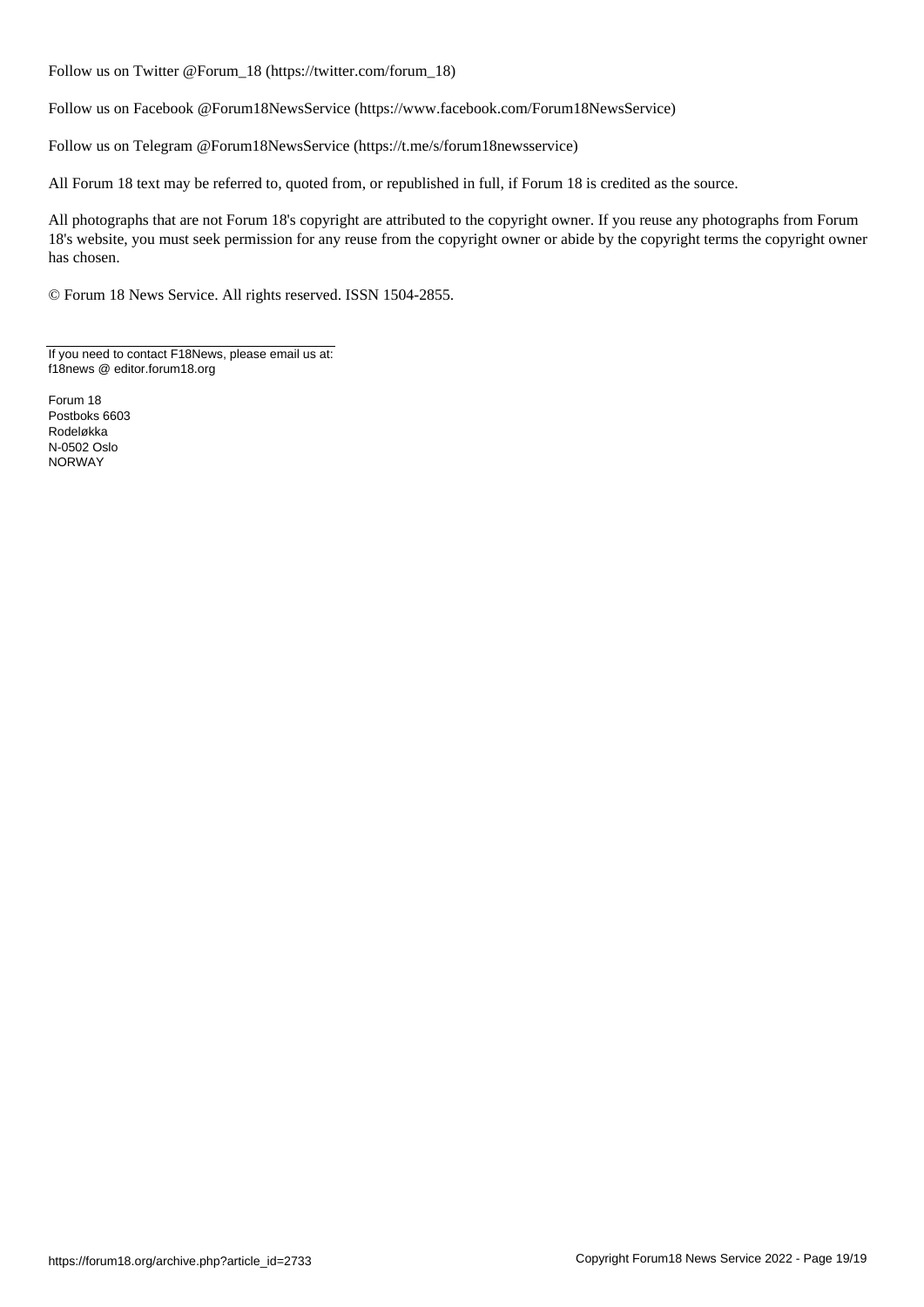Follow us on Twitter @Forum_18 (https://twitter.com/forum_18)

Follow us on Facebook @Forum18NewsService (https://www.facebook.com/Forum18NewsService)

Follow us on Telegram @Forum18NewsService (https://t.me/s/forum18newsservice)

All Forum 18 text may be referred to, quoted from, or republished in full, if Forum 18 is credited as the source.

All photographs that are not Forum 18's copyright are attributed to the copyright owner. If you reuse any photographs from Forum 18's website, you must seek permission for any reuse from the copyright owner or abide by the copyright terms the copyright owner has chosen.

© Forum 18 News Service. All rights reserved. ISSN 1504-2855.

---

If you need to contact F18News, please email us at:
f18news @ editor.forum18.org

Forum 18
Postboks 6603
Rodeløkka
N-0502 Oslo
NORWAY